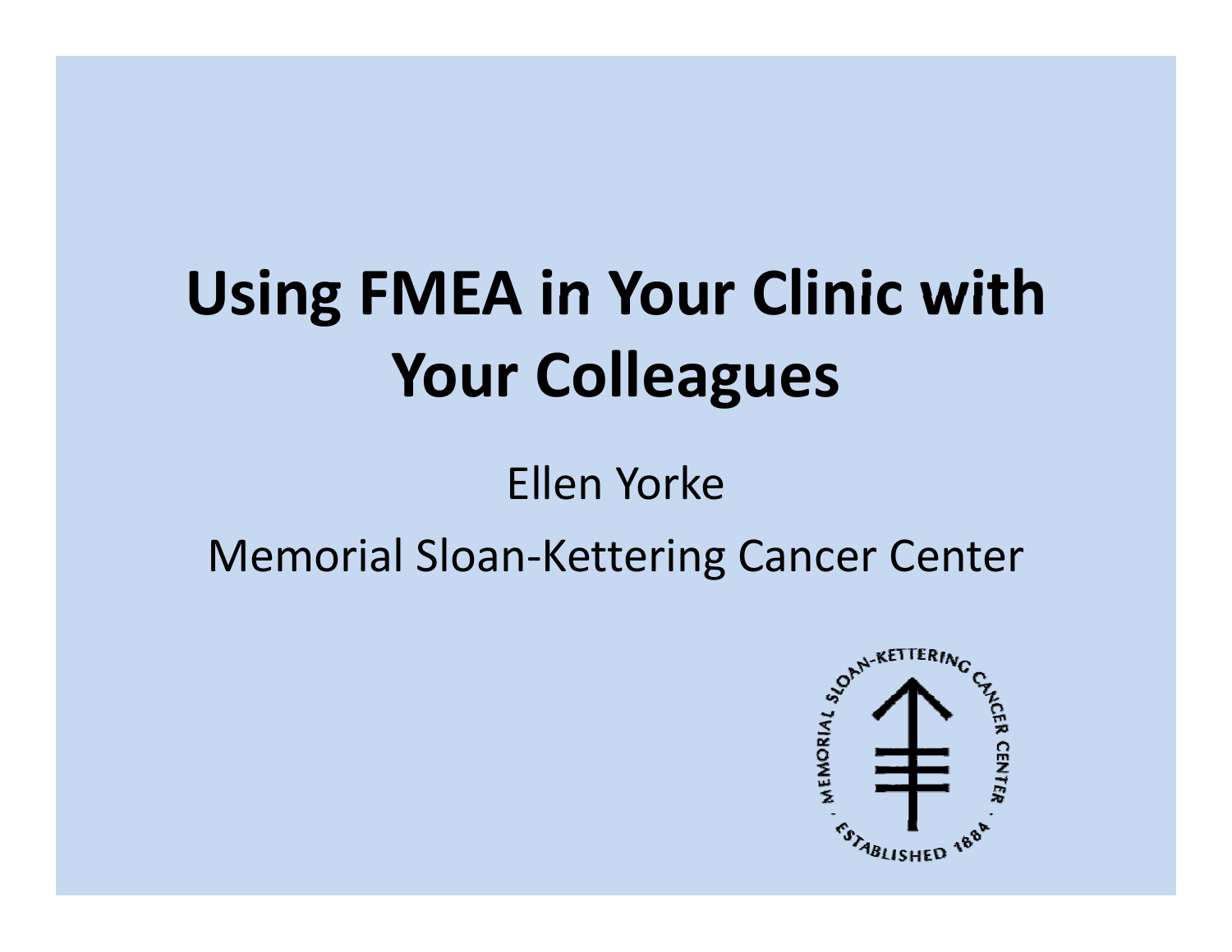# Using FMEA in Your Clinic with Your Colleagues

Ellen Yorke

Memorial Sloan-Kettering Cancer Center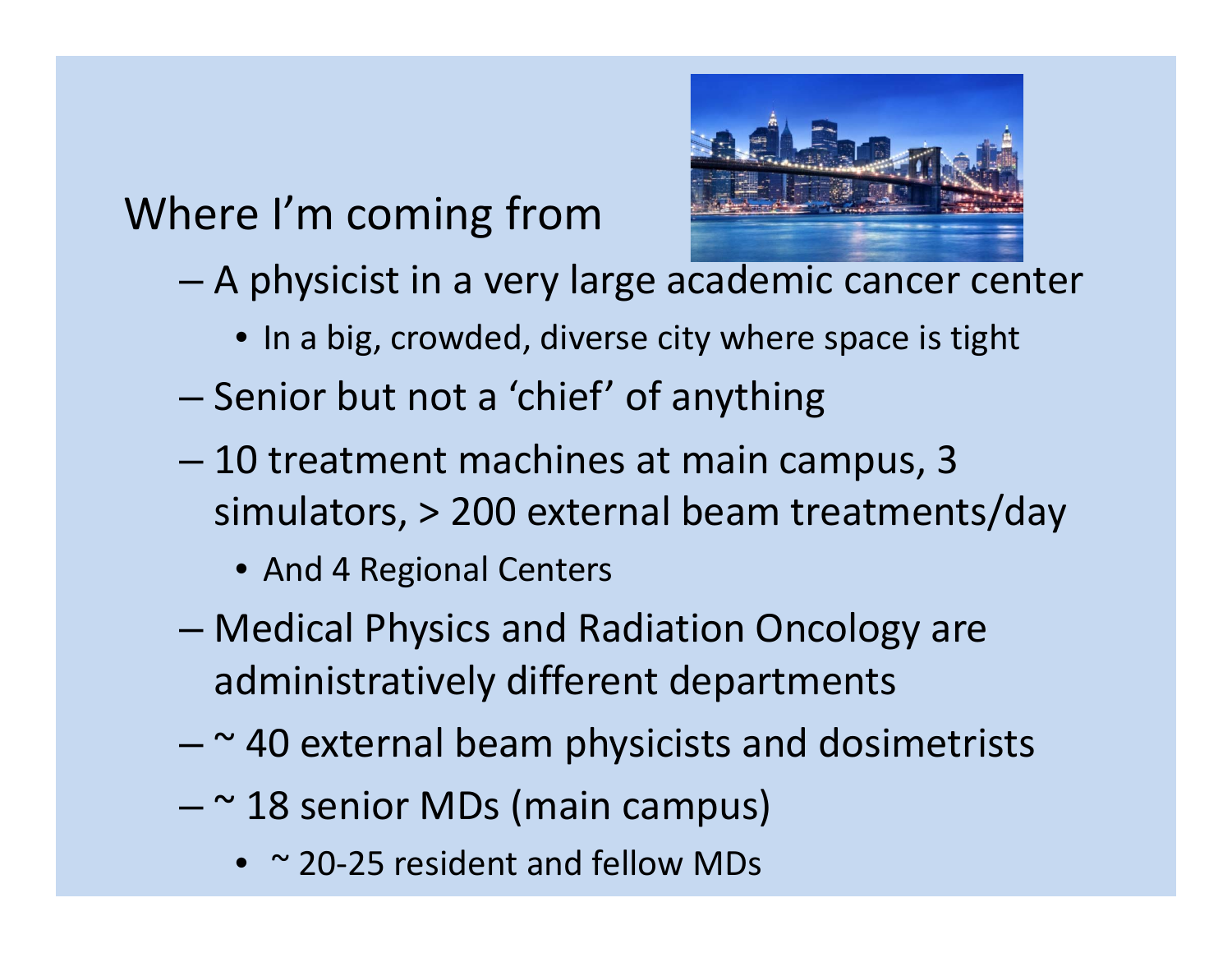# Where I'm coming from

- A physicist in a very large academic cancer center
  - In a big, crowded, diverse city where space is tight
- Senior but not a 'chief' of anything
- 10 treatment machines at main campus, 3 simulators, > 200 external beam treatments/day
  - And 4 Regional Centers
- Medical Physics and Radiation Oncology are administratively different departments
- ~ 40 external beam physicists and dosimetrists
- ~ 18 senior MDs (main campus)
  - ~ 20-25 resident and fellow MDs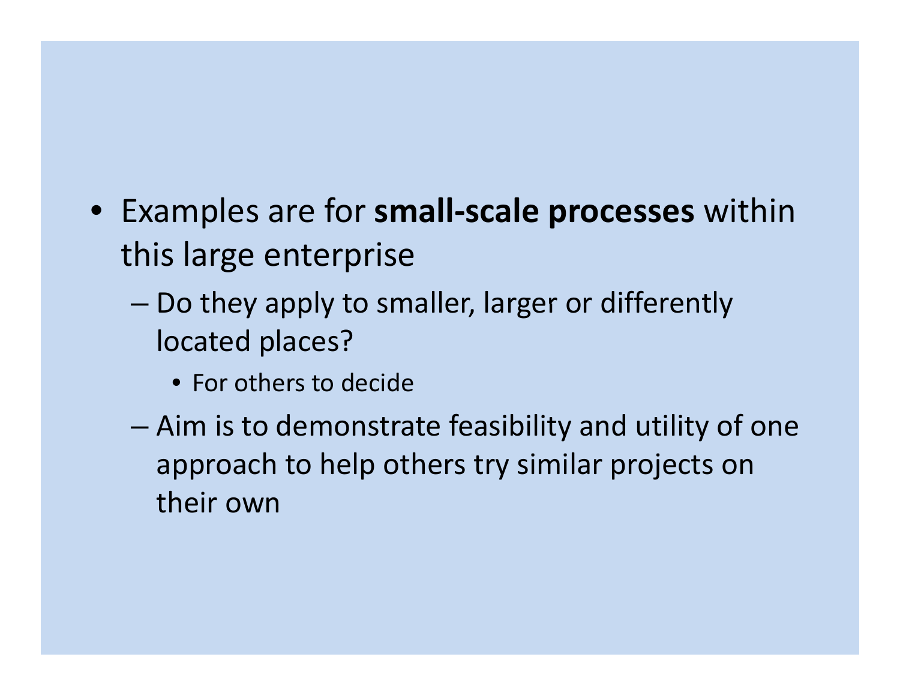- Examples are for **small-scale processes** within this large enterprise
  - Do they apply to smaller, larger or differently located places?
    - For others to decide
  - Aim is to demonstrate feasibility and utility of one approach to help others try similar projects on their own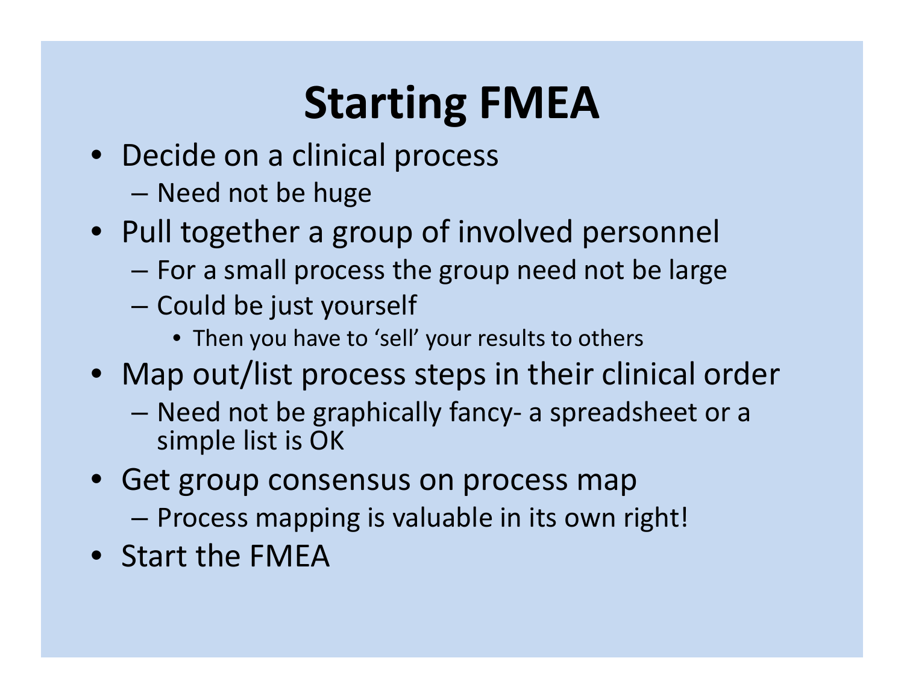# Starting FMEA

- Decide on a clinical process
  - Need not be huge
- Pull together a group of involved personnel
  - For a small process the group need not be large
  - Could be just yourself
    - Then you have to 'sell' your results to others
- Map out/list process steps in their clinical order
  - Need not be graphically fancy- a spreadsheet or a simple list is OK
- Get group consensus on process map
  - Process mapping is valuable in its own right!
- Start the FMEA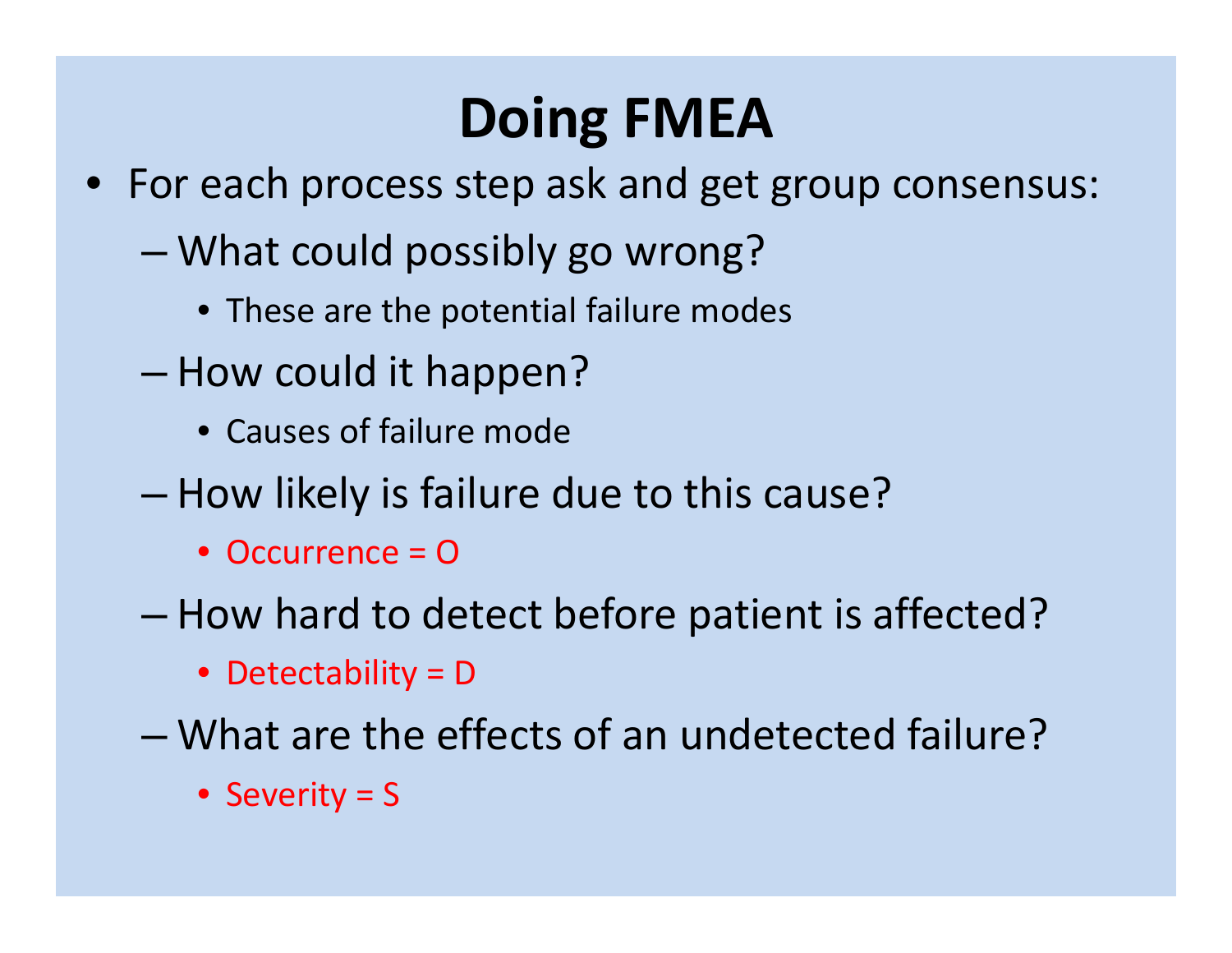# Doing FMEA

- For each process step ask and get group consensus:
  - What could possibly go wrong?
    - These are the potential failure modes
  - How could it happen?
    - Causes of failure mode
  - How likely is failure due to this cause?
    - Occurrence = O
  - How hard to detect before patient is affected?
    - Detectability = D
  - What are the effects of an undetected failure?
    - Severity = S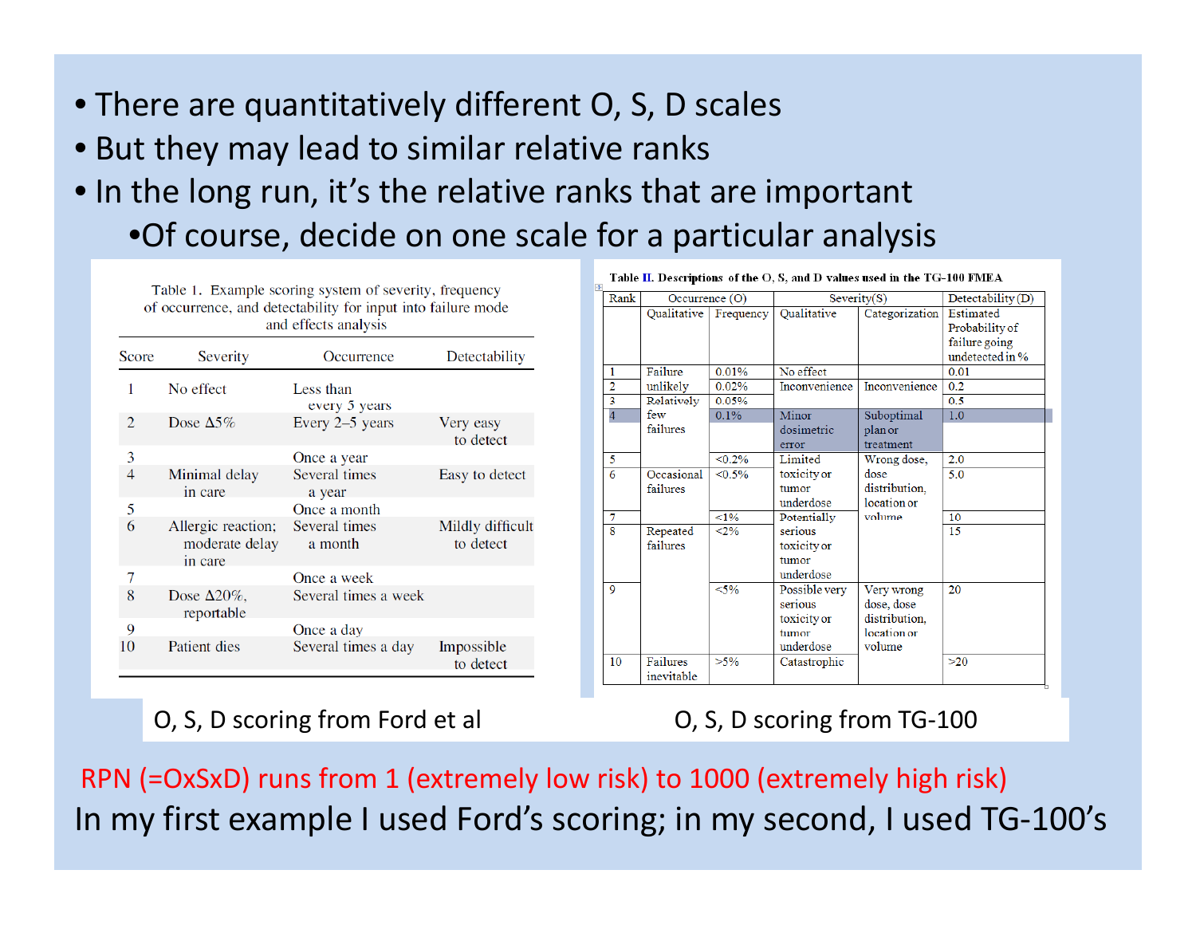- There are quantitatively different O, S, D scales
- But they may lead to similar relative ranks
- In the long run, it's the relative ranks that are important
  - Of course, decide on one scale for a particular analysis

Table 1. Example scoring system of severity, frequency of occurrence, and detectability for input into failure mode and effects analysis

| Score | Severity | Occurrence | Detectability |
|---|---|---|---|
| 1 | No effect | Less than every 5 years | |
| 2 | Dose Δ5% | Every 2–5 years | Very easy to detect |
| 3 | | Once a year | |
| 4 | Minimal delay in care | Several times a year | Easy to detect |
| 5 | | Once a month | |
| 6 | Allergic reaction; moderate delay in care | Several times a month | Mildly difficult to detect |
| 7 | | Once a week | |
| 8 | Dose Δ20%, reportable | Several times a week | |
| 9 | | Once a day | |
| 10 | Patient dies | Several times a day | Impossible to detect |

O, S, D scoring from Ford et al

Table II. Descriptions of the O, S, and D values used in the TG-100 FMEA

| Rank | Occurrence (O) | | Severity(S) | | Detectability (D) |
|---|---|---|---|---|---|
| | Qualitative | Frequency | Qualitative | Categorization | Estimated Probability of failure going undetected in % |
| 1 | Failure unlikely | 0.01% | No effect | | 0.01 |
| 2 | | 0.02% | Inconvenience | Inconvenience | 0.2 |
| 3 | Relatively few failures | 0.05% | | | 0.5 |
| 4 | | 0.1% | Minor dosimetric error | Suboptimal plan or treatment | 1.0 |
| 5 | | <0.2% | Limited toxicity or tumor underdose | Wrong dose, dose distribution, location or volume | 2.0 |
| 6 | Occasional failures | <0.5% | | | 5.0 |
| 7 | | <1% | Potentially serious toxicity or tumor underdose | | 10 |
| 8 | Repeated failures | <2% | | | 15 |
| 9 | | <5% | Possible very serious toxicity or tumor underdose | Very wrong dose, dose distribution, location or volume | 20 |
| 10 | Failures inevitable | >5% | Catastrophic | | >20 |

O, S, D scoring from TG-100

RPN (=OxSxD) runs from 1 (extremely low risk) to 1000 (extremely high risk)

In my first example I used Ford's scoring; in my second, I used TG-100's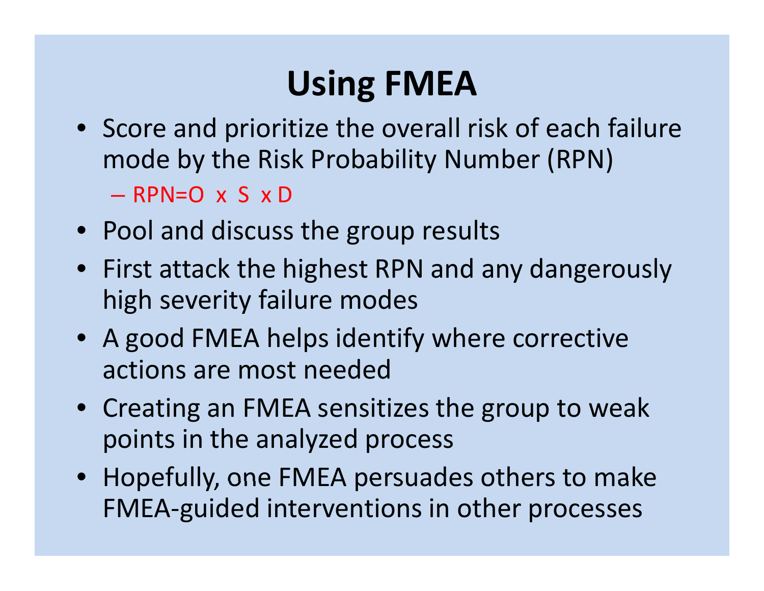# Using FMEA

- Score and prioritize the overall risk of each failure mode by the Risk Probability Number (RPN)
  - RPN=O x S x D
- Pool and discuss the group results
- First attack the highest RPN and any dangerously high severity failure modes
- A good FMEA helps identify where corrective actions are most needed
- Creating an FMEA sensitizes the group to weak points in the analyzed process
- Hopefully, one FMEA persuades others to make FMEA-guided interventions in other processes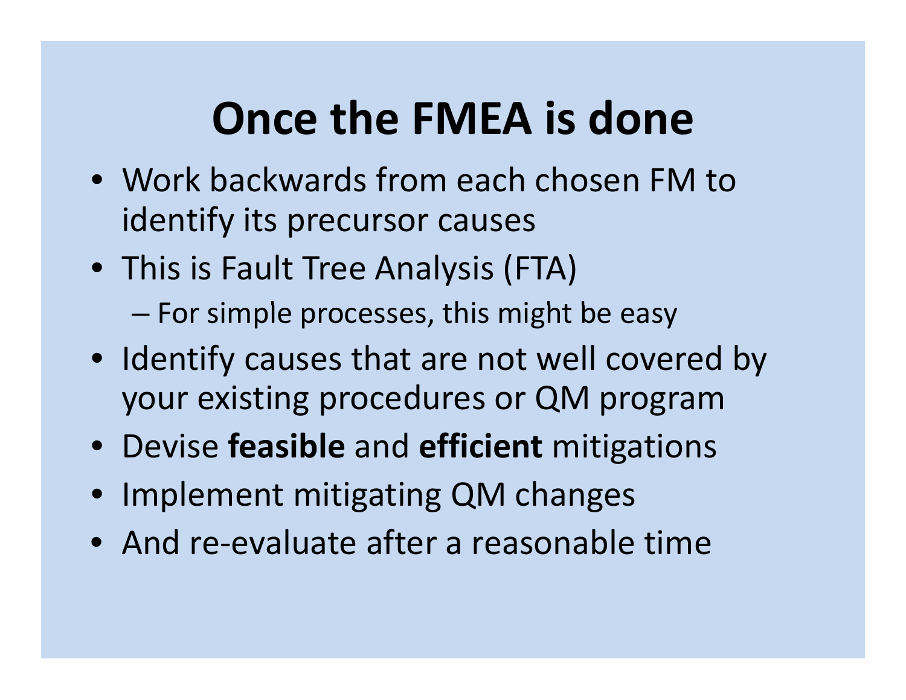# Once the FMEA is done

- Work backwards from each chosen FM to identify its precursor causes
- This is Fault Tree Analysis (FTA)
  - For simple processes, this might be easy
- Identify causes that are not well covered by your existing procedures or QM program
- Devise **feasible** and **efficient** mitigations
- Implement mitigating QM changes
- And re-evaluate after a reasonable time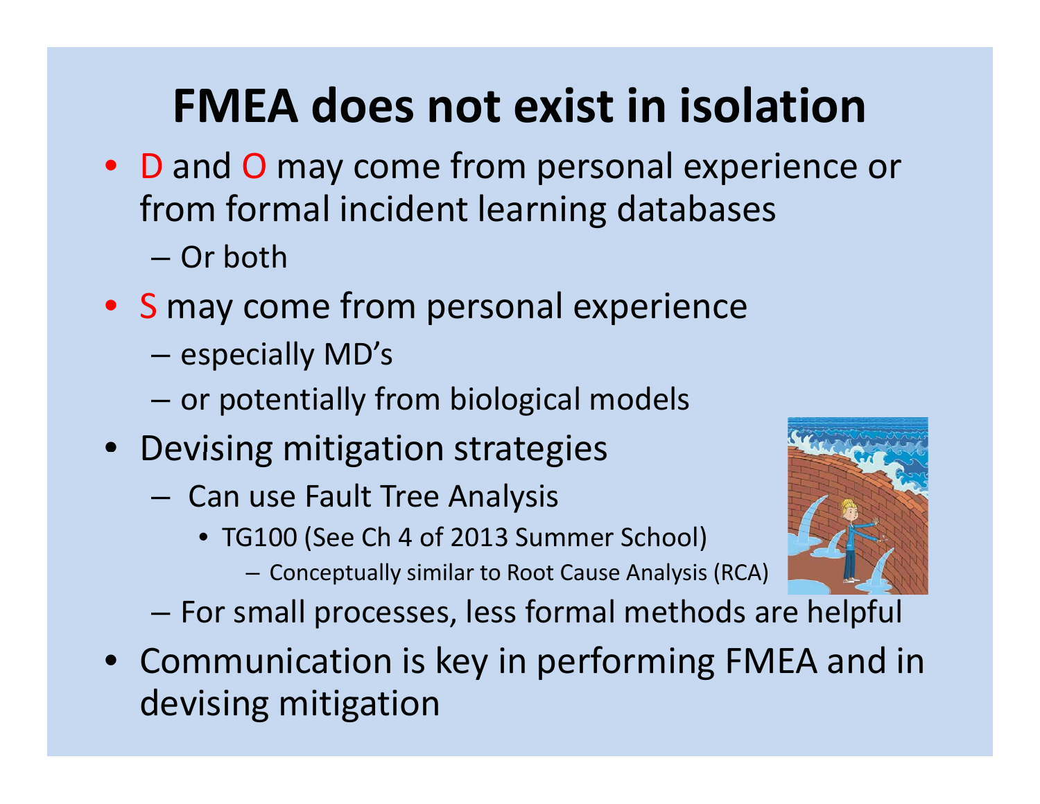# FMEA does not exist in isolation

- D and O may come from personal experience or from formal incident learning databases
  - Or both
- S may come from personal experience
  - especially MD's
  - or potentially from biological models
- Devising mitigation strategies
  - Can use Fault Tree Analysis
    - TG100 (See Ch 4 of 2013 Summer School)
      - Conceptually similar to Root Cause Analysis (RCA)
  - For small processes, less formal methods are helpful
- Communication is key in performing FMEA and in devising mitigation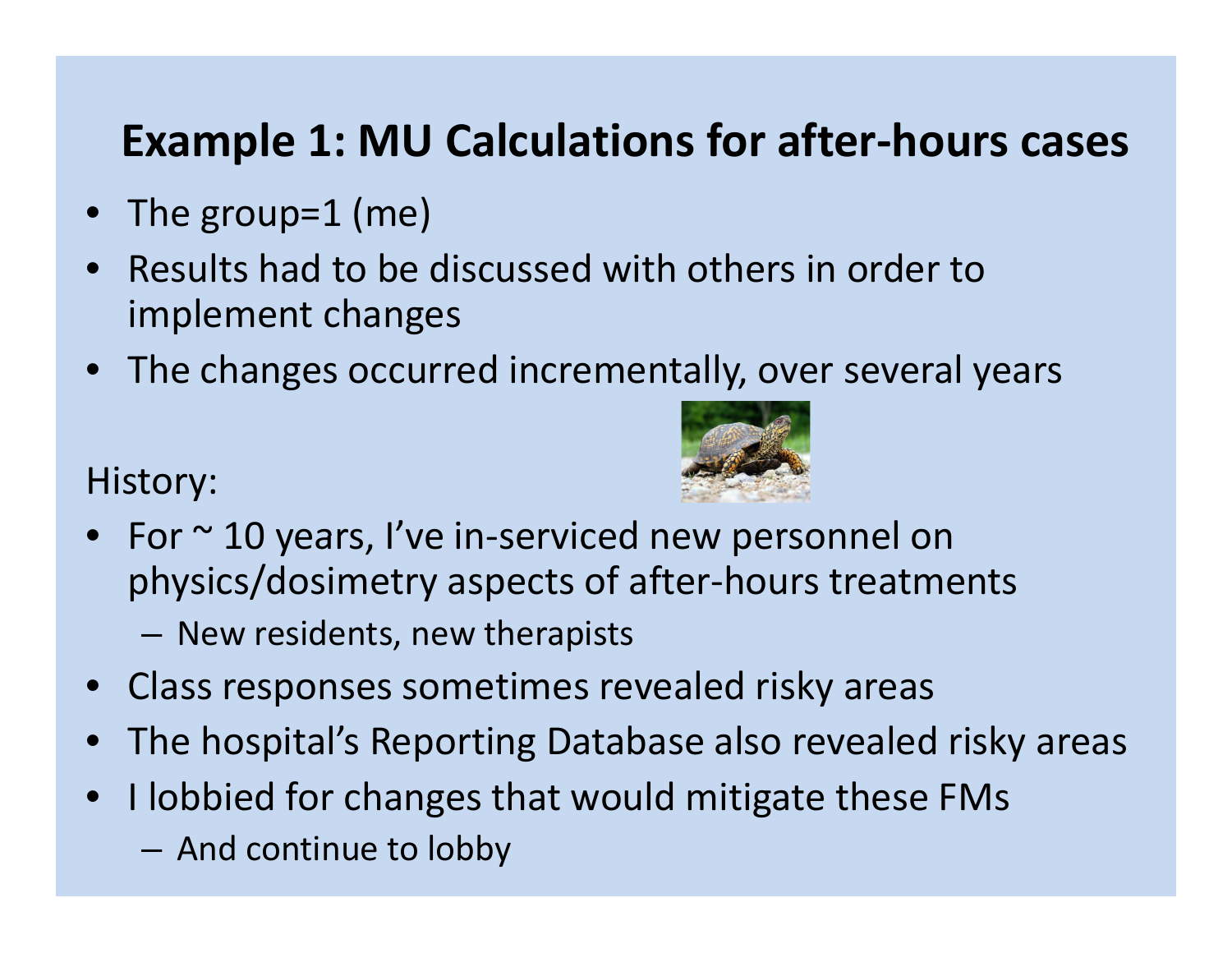# Example 1: MU Calculations for after-hours cases

- The group=1 (me)
- Results had to be discussed with others in order to implement changes
- The changes occurred incrementally, over several years

History:

- For ~ 10 years, I've in-serviced new personnel on physics/dosimetry aspects of after-hours treatments
  - New residents, new therapists
- Class responses sometimes revealed risky areas
- The hospital's Reporting Database also revealed risky areas
- I lobbied for changes that would mitigate these FMs
  - And continue to lobby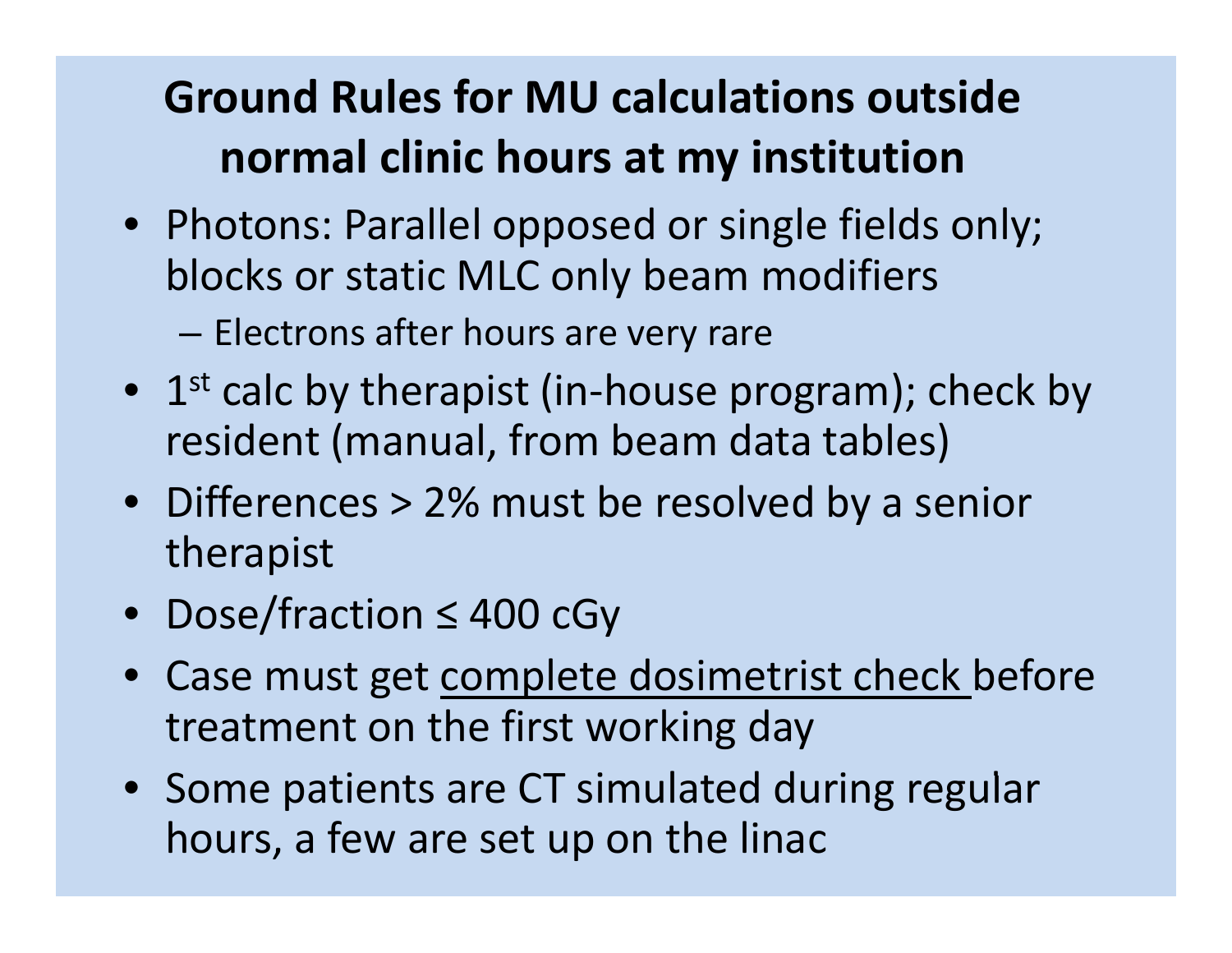# Ground Rules for MU calculations outside normal clinic hours at my institution

- Photons: Parallel opposed or single fields only; blocks or static MLC only beam modifiers
  - Electrons after hours are very rare
- 1st calc by therapist (in-house program); check by resident (manual, from beam data tables)
- Differences > 2% must be resolved by a senior therapist
- Dose/fraction ≤ 400 cGy
- Case must get <u>complete dosimetrist check</u> before treatment on the first working day
- Some patients are CT simulated during regular hours, a few are set up on the linac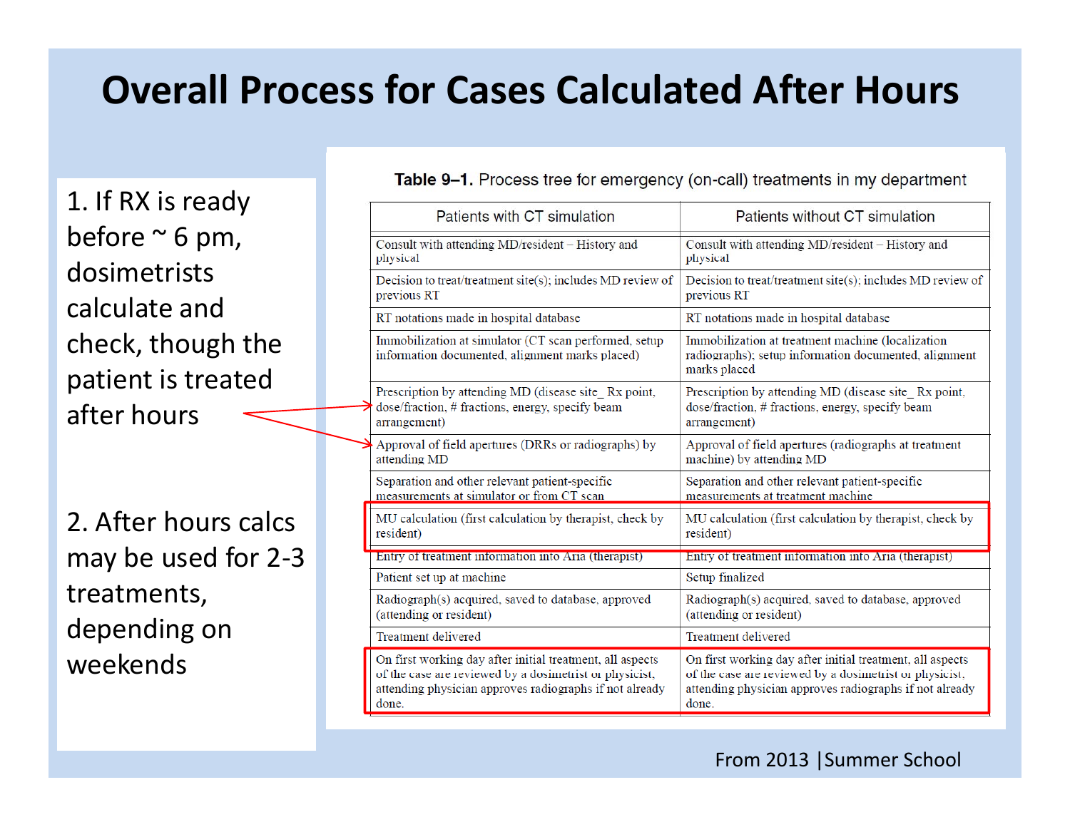# Overall Process for Cases Calculated After Hours

1. If RX is ready before ~ 6 pm, dosimetrists calculate and check, though the patient is treated after hours

2. After hours calcs may be used for 2-3 treatments, depending on weekends

**Table 9–1.** Process tree for emergency (on-call) treatments in my department

| Patients with CT simulation | Patients without CT simulation |
|---|---|
| Consult with attending MD/resident – History and physical | Consult with attending MD/resident – History and physical |
| Decision to treat/treatment site(s); includes MD review of previous RT | Decision to treat/treatment site(s); includes MD review of previous RT |
| RT notations made in hospital database | RT notations made in hospital database |
| Immobilization at simulator (CT scan performed, setup information documented, alignment marks placed) | Immobilization at treatment machine (localization radiographs); setup information documented, alignment marks placed |
| Prescription by attending MD (disease site_ Rx point, dose/fraction, # fractions, energy, specify beam arrangement) | Prescription by attending MD (disease site_ Rx point, dose/fraction, # fractions, energy, specify beam arrangement) |
| Approval of field apertures (DRRs or radiographs) by attending MD | Approval of field apertures (radiographs at treatment machine) by attending MD |
| Separation and other relevant patient-specific measurements at simulator or from CT scan | Separation and other relevant patient-specific measurements at treatment machine |
| MU calculation (first calculation by therapist, check by resident) | MU calculation (first calculation by therapist, check by resident) |
| Entry of treatment information into Aria (therapist) | Entry of treatment information into Aria (therapist) |
| Patient set up at machine | Setup finalized |
| Radiograph(s) acquired, saved to database, approved (attending or resident) | Radiograph(s) acquired, saved to database, approved (attending or resident) |
| Treatment delivered | Treatment delivered |
| On first working day after initial treatment, all aspects of the case are reviewed by a dosimetrist or physicist, attending physician approves radiographs if not already done. | On first working day after initial treatment, all aspects of the case are reviewed by a dosimetrist or physicist, attending physician approves radiographs if not already done. |

From 2013 | Summer School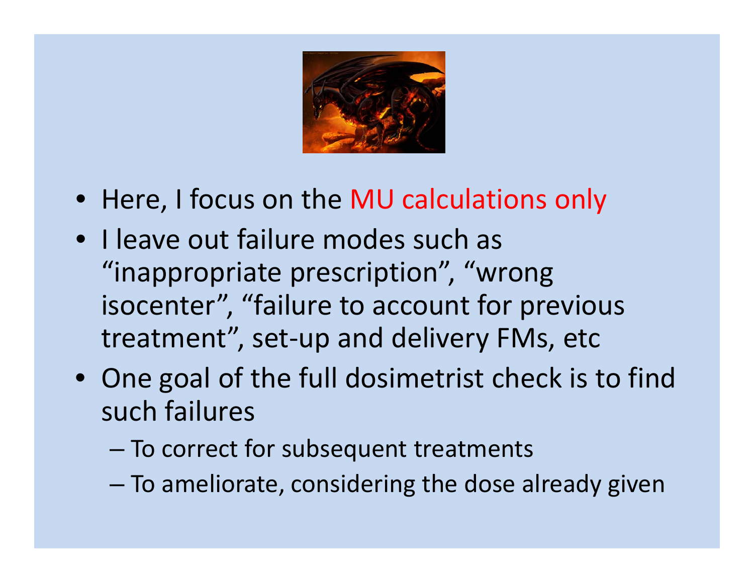- Here, I focus on the MU calculations only
- I leave out failure modes such as “inappropriate prescription”, “wrong isocenter”, “failure to account for previous treatment”, set-up and delivery FMs, etc
- One goal of the full dosimetrist check is to find such failures
  - To correct for subsequent treatments
  - To ameliorate, considering the dose already given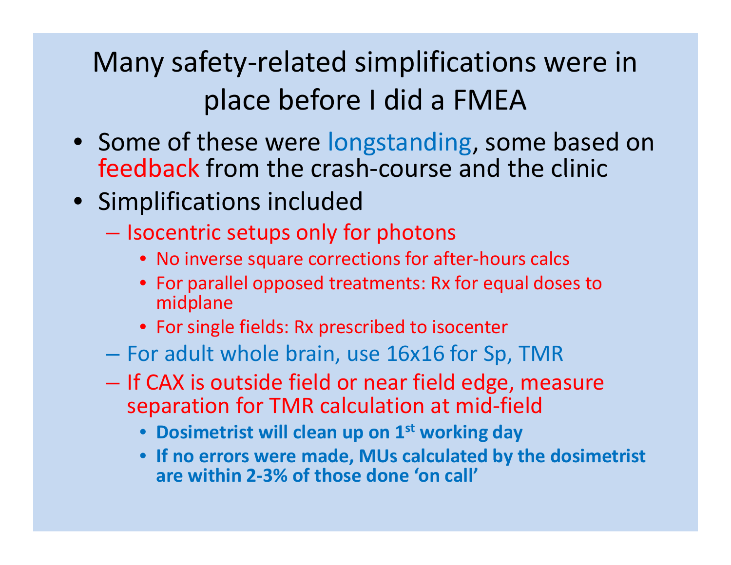# Many safety-related simplifications were in place before I did a FMEA

- Some of these were longstanding, some based on feedback from the crash-course and the clinic
- Simplifications included
  - Isocentric setups only for photons
    - No inverse square corrections for after-hours calcs
    - For parallel opposed treatments: Rx for equal doses to midplane
    - For single fields: Rx prescribed to isocenter
  - For adult whole brain, use 16x16 for Sp, TMR
  - If CAX is outside field or near field edge, measure separation for TMR calculation at mid-field
    - **Dosimetrist will clean up on 1st working day**
    - **If no errors were made, MUs calculated by the dosimetrist are within 2-3% of those done 'on call'**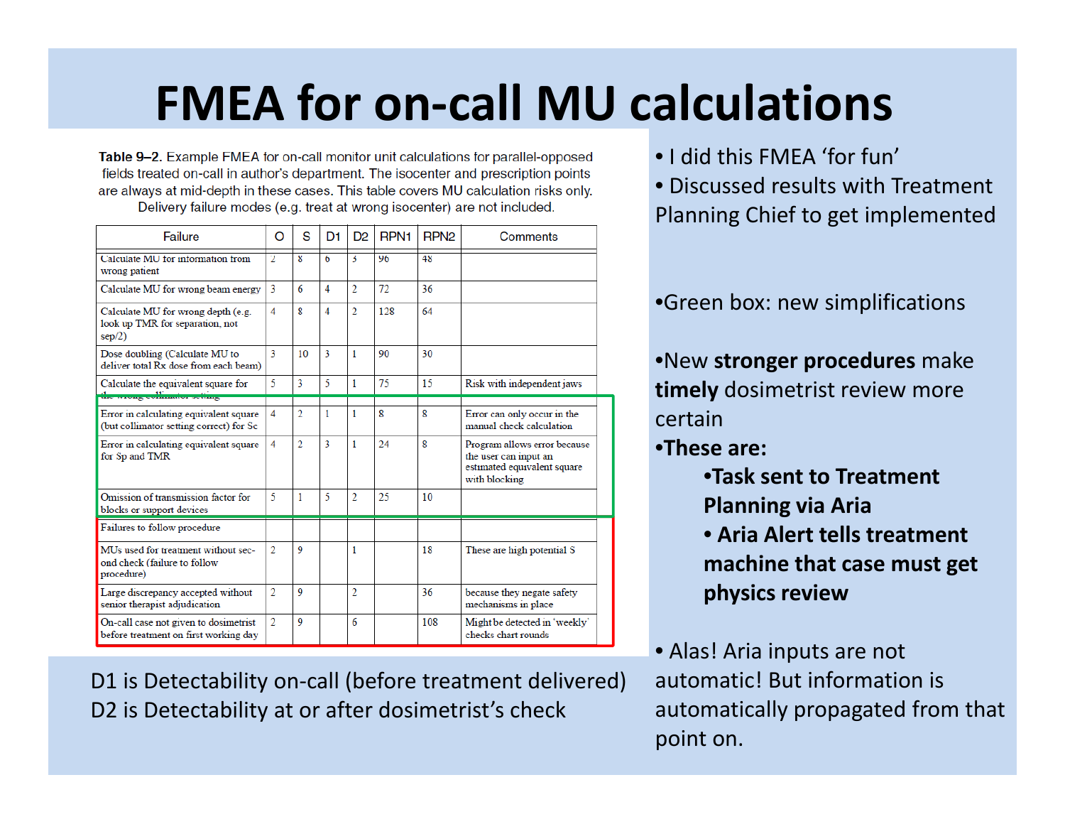# FMEA for on-call MU calculations

**Table 9–2.** Example FMEA for on-call monitor unit calculations for parallel-opposed fields treated on-call in author's department. The isocenter and prescription points are always at mid-depth in these cases. This table covers MU calculation risks only. Delivery failure modes (e.g. treat at wrong isocenter) are not included.

| Failure | O | S | D1 | D2 | RPN1 | RPN2 | Comments |
|---|---|---|---|---|---|---|---|
| Calculate MU for information from wrong patient | 2 | 8 | 6 | 3 | 96 | 48 | |
| Calculate MU for wrong beam energy | 3 | 6 | 4 | 2 | 72 | 36 | |
| Calculate MU for wrong depth (e.g. look up TMR for separation, not sep/2) | 4 | 8 | 4 | 2 | 128 | 64 | |
| Dose doubling (Calculate MU to deliver total Rx dose from each beam) | 3 | 10 | 3 | 1 | 90 | 30 | |
| Calculate the equivalent square for the wrong collimator setting | 5 | 3 | 5 | 1 | 75 | 15 | Risk with independent jaws |
| Error in calculating equivalent square (but collimator setting correct) for Sc | 4 | 2 | 1 | 1 | 8 | 8 | Error can only occur in the manual check calculation |
| Error in calculating equivalent square for Sp and TMR | 4 | 2 | 3 | 1 | 24 | 8 | Program allows error because the user can input an estimated equivalent square with blocking |
| Omission of transmission factor for blocks or support devices | 5 | 1 | 5 | 2 | 25 | 10 | |
| Failures to follow procedure | | | | | | | |
| MUs used for treatment without second check (failure to follow procedure) | 2 | 9 | | 1 | | 18 | These are high potential S |
| Large discrepancy accepted without senior therapist adjudication | 2 | 9 | | 2 | | 36 | because they negate safety mechanisms in place |
| On-call case not given to dosimetrist before treatment on first working day | 2 | 9 | | 6 | | 108 | Might be detected in 'weekly' checks chart rounds |

D1 is Detectability on-call (before treatment delivered)
D2 is Detectability at or after dosimetrist's check

- I did this FMEA 'for fun'
- Discussed results with Treatment Planning Chief to get implemented

- Green box: new simplifications

- New **stronger procedures** make **timely** dosimetrist review more certain
- **These are:**
  - **Task sent to Treatment Planning via Aria**
  - **Aria Alert tells treatment machine that case must get physics review**

- Alas! Aria inputs are not automatic! But information is automatically propagated from that point on.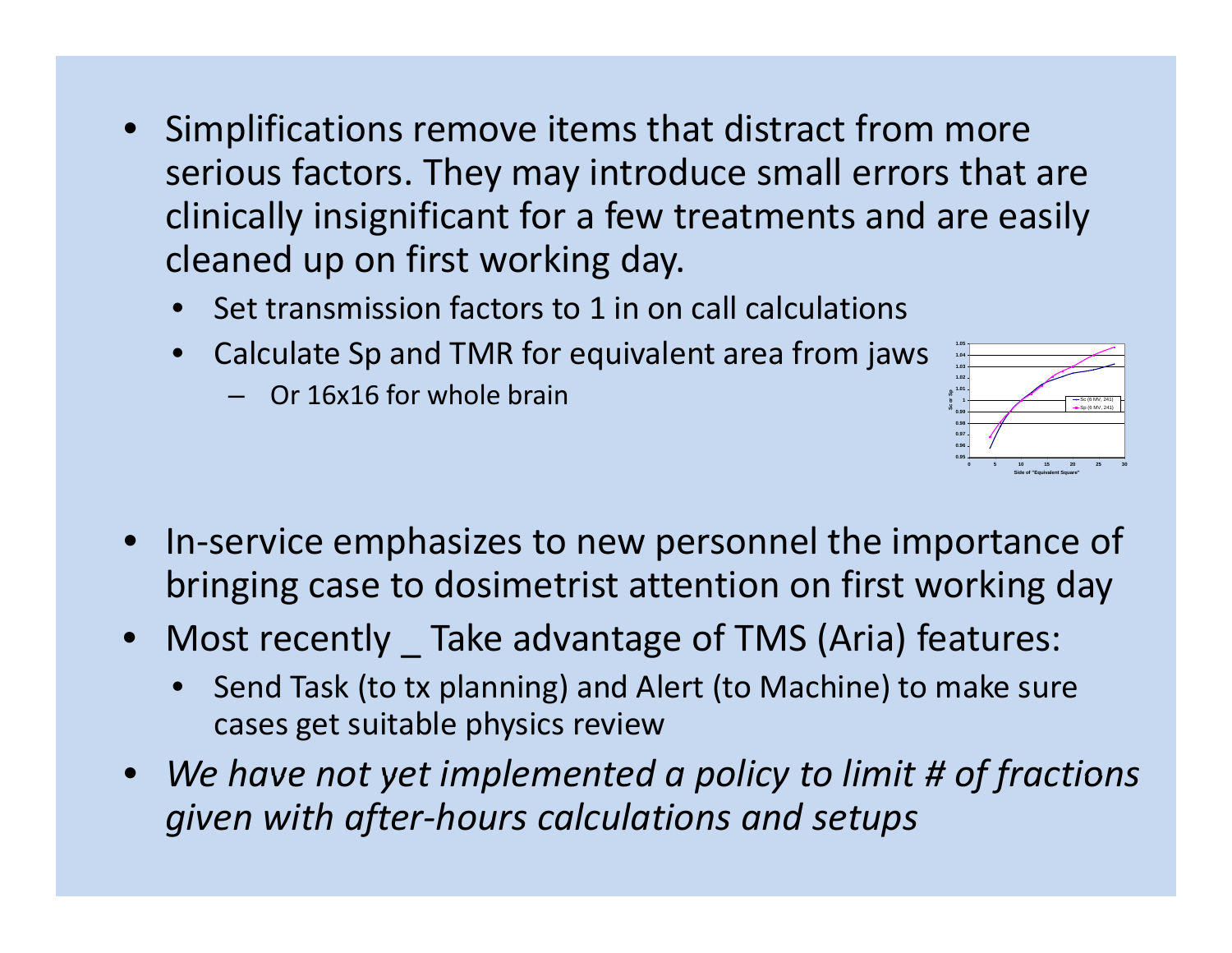- Simplifications remove items that distract from more serious factors. They may introduce small errors that are clinically insignificant for a few treatments and are easily cleaned up on first working day.
  - Set transmission factors to 1 in on call calculations
  - Calculate Sp and TMR for equivalent area from jaws
    - Or 16x16 for whole brain
- In-service emphasizes to new personnel the importance of bringing case to dosimetrist attention on first working day
- Most recently _ Take advantage of TMS (Aria) features:
  - Send Task (to tx planning) and Alert (to Machine) to make sure cases get suitable physics review
- *We have not yet implemented a policy to limit # of fractions given with after-hours calculations and setups*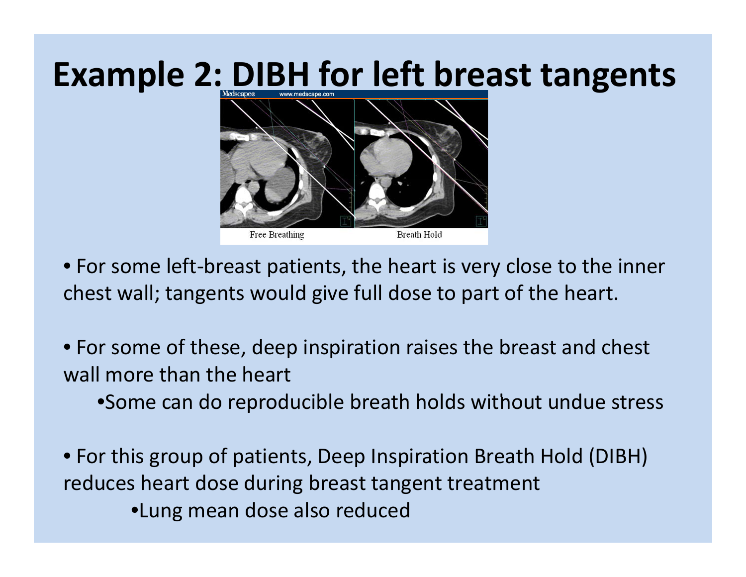# Example 2: DIBH for left breast tangents

Free Breathing

Breath Hold

- For some left-breast patients, the heart is very close to the inner chest wall; tangents would give full dose to part of the heart.

- For some of these, deep inspiration raises the breast and chest wall more than the heart
  - Some can do reproducible breath holds without undue stress

- For this group of patients, Deep Inspiration Breath Hold (DIBH) reduces heart dose during breast tangent treatment
  - Lung mean dose also reduced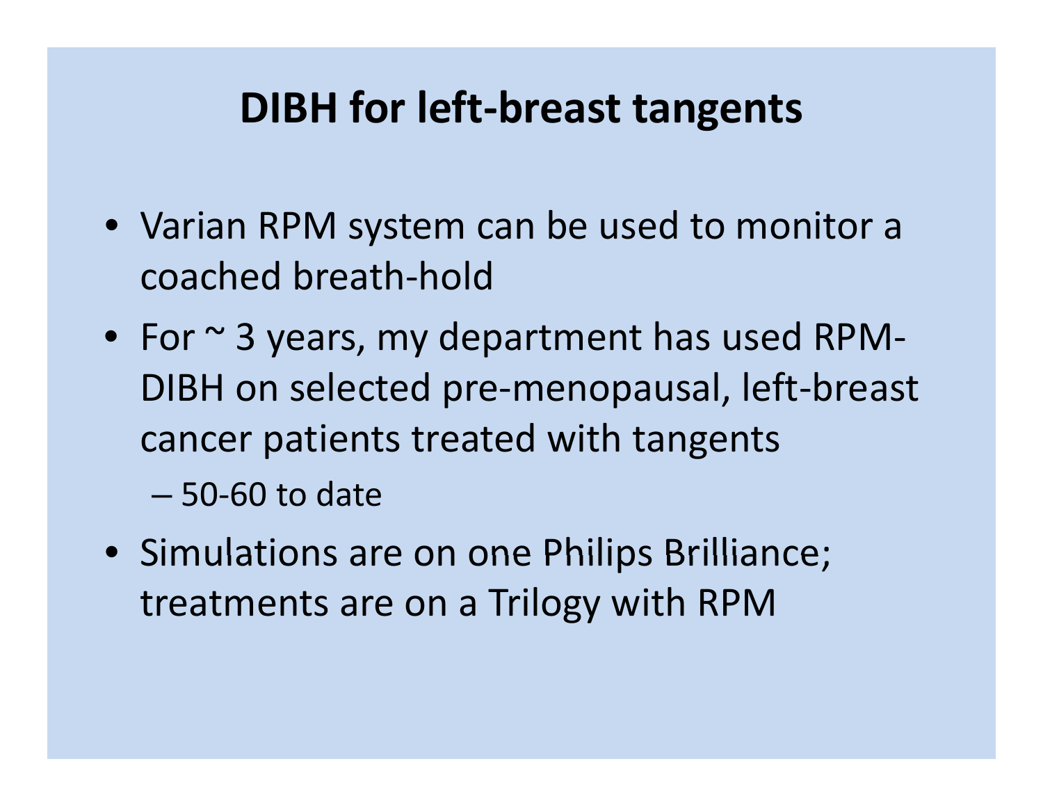# DIBH for left-breast tangents

- Varian RPM system can be used to monitor a coached breath-hold
- For ~ 3 years, my department has used RPM-DIBH on selected pre-menopausal, left-breast cancer patients treated with tangents
  - 50-60 to date
- Simulations are on one Philips Brilliance; treatments are on a Trilogy with RPM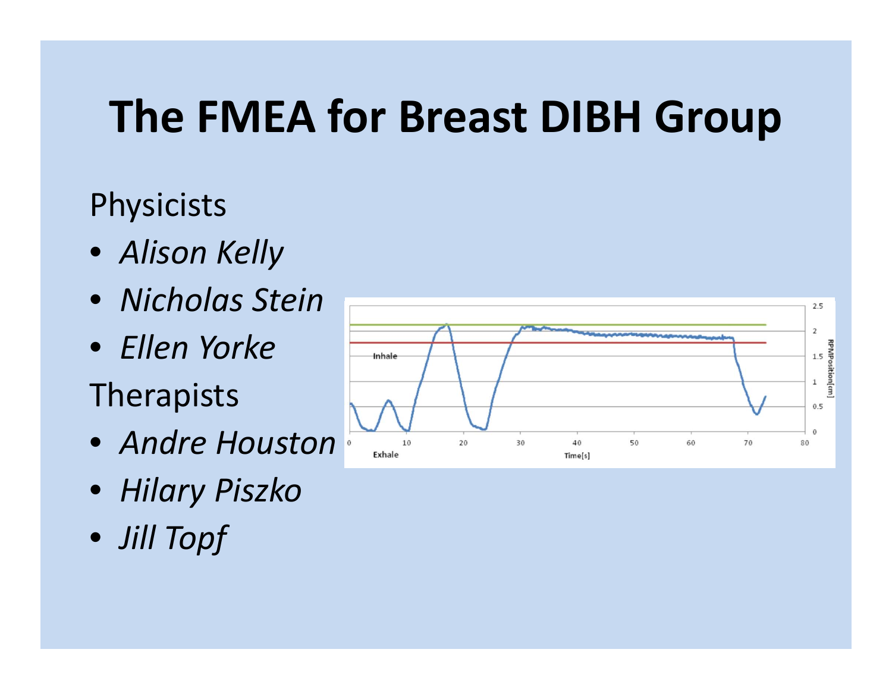# The FMEA for Breast DIBH Group

Physicists

- *Alison Kelly*
- *Nicholas Stein*
- *Ellen Yorke*

Therapists

- *Andre Houston*
- *Hilary Piszko*
- *Jill Topf*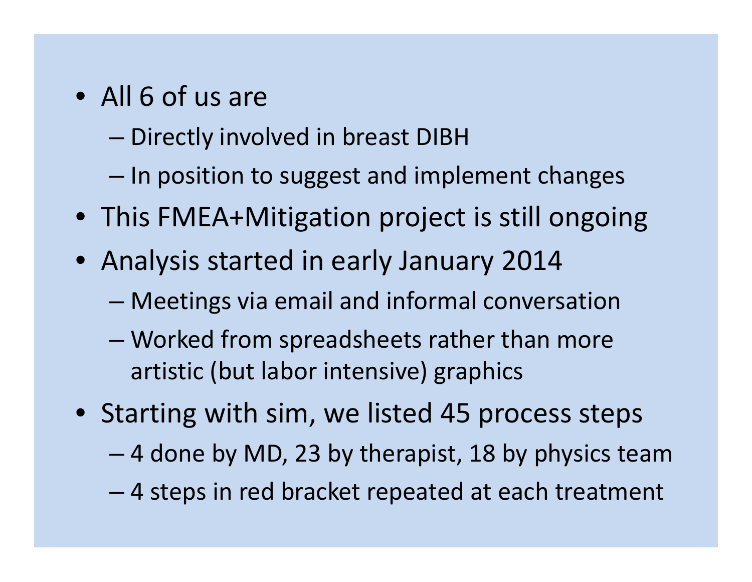- All 6 of us are
  - Directly involved in breast DIBH
  - In position to suggest and implement changes
- This FMEA+Mitigation project is still ongoing
- Analysis started in early January 2014
  - Meetings via email and informal conversation
  - Worked from spreadsheets rather than more artistic (but labor intensive) graphics
- Starting with sim, we listed 45 process steps
  - 4 done by MD, 23 by therapist, 18 by physics team
  - 4 steps in red bracket repeated at each treatment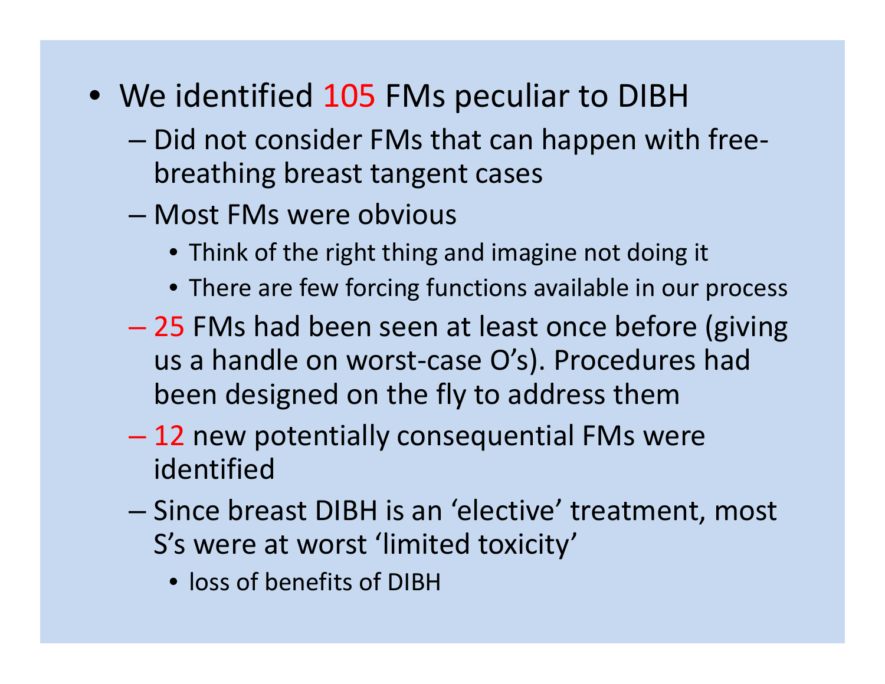- We identified 105 FMs peculiar to DIBH
  - Did not consider FMs that can happen with free-breathing breast tangent cases
  - Most FMs were obvious
    - Think of the right thing and imagine not doing it
    - There are few forcing functions available in our process
  - 25 FMs had been seen at least once before (giving us a handle on worst-case O's). Procedures had been designed on the fly to address them
  - 12 new potentially consequential FMs were identified
  - Since breast DIBH is an 'elective' treatment, most S's were at worst 'limited toxicity'
    - loss of benefits of DIBH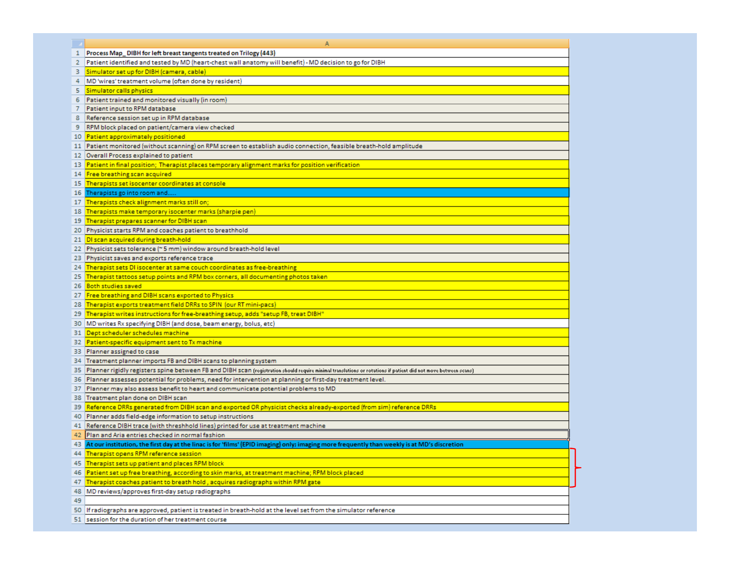| | A |
|---|---|
| 1 | **Process Map_ DIBH for left breast tangents treated on Trilogy (443)** |
| 2 | Patient identified and tested by MD (heart-chest wall anatomy will benefit) - MD decision to go for DIBH |
| 3 | Simulator set up for DIBH (camera, cable) |
| 4 | MD 'wires' treatment volume (often done by resident) |
| 5 | Simulator calls physics |
| 6 | Patient trained and monitored visually (in room) |
| 7 | Patient input to RPM database |
| 8 | Reference session set up in RPM database |
| 9 | RPM block placed on patient/camera view checked |
| 10 | Patient approximately positioned |
| 11 | Patient monitored (without scanning) on RPM screen to establish audio connection, feasible breath-hold amplitude |
| 12 | Overall Process explained to patient |
| 13 | Patient in final position; Therapist places temporary alignment marks for position verification |
| 14 | Free breathing scan acquired |
| 15 | Therapists set isocenter coordinates at console |
| 16 | Therapists go into room and..... |
| 17 | Therapists check alignment marks still on; |
| 18 | Therapists make temporary isocenter marks (sharpie pen) |
| 19 | Therapist prepares scanner for DIBH scan |
| 20 | Physicist starts RPM and coaches patient to breathhold |
| 21 | DI scan acquired during breath-hold |
| 22 | Physicist sets tolerance (~ 5 mm) window around breath-hold level |
| 23 | Physicist saves and exports reference trace |
| 24 | Therapist sets DI isocenter at same couch coordinates as free-breathing |
| 25 | Therapist tattoos setup points and RPM box corners, all documenting photos taken |
| 26 | Both studies saved |
| 27 | Free breathing and DIBH scans exported to Physics |
| 28 | Therapist exports treatment field DRRs to SPIN (our RT mini-pacs) |
| 29 | Therapist writes instructions for free-breathing setup, adds "setup FB, treat DIBH" |
| 30 | MD writes Rx specifying DIBH (and dose, beam energy, bolus, etc) |
| 31 | Dept scheduler schedules machine |
| 32 | Patient-specific equipment sent to Tx machine |
| 33 | Planner assigned to case |
| 34 | Treatment planner imports FB and DIBH scans to planning system |
| 35 | Planner rigidly registers spine between FB and DIBH scan (registration should require minimal translations or rotations if patient did not move between scans) |
| 36 | Planner assesses potential for problems, need for intervention at planning or first-day treatment level. |
| 37 | Planner may also assess benefit to heart and communicate potential problems to MD |
| 38 | Treatment plan done on DIBH scan |
| 39 | Reference DRRs generated from DIBH scan and exported OR physicist checks already-exported (from sim) reference DRRs |
| 40 | Planner adds field-edge information to setup instructions |
| 41 | Reference DIBH trace (with threshhold lines) printed for use at treatment machine |
| 42 | Plan and Aria entries checked in normal fashion |
| 43 | **At our institution, the first day at the linac is for 'films' (EPID imaging) only; imaging more frequently than weekly is at MD's discretion** |
| 44 | Therapist opens RPM reference session |
| 45 | Therapist sets up patient and places RPM block |
| 46 | Patient set up free breathing, according to skin marks, at treatment machine; RPM block placed |
| 47 | Therapist coaches patient to breath hold , acquires radiographs within RPM gate |
| 48 | MD reviews/approves first-day setup radiographs |
| 49 | |
| 50 | If radiographs are approved, patient is treated in breath-hold at the level set from the simulator reference |
| 51 | session for the duration of her treatment course |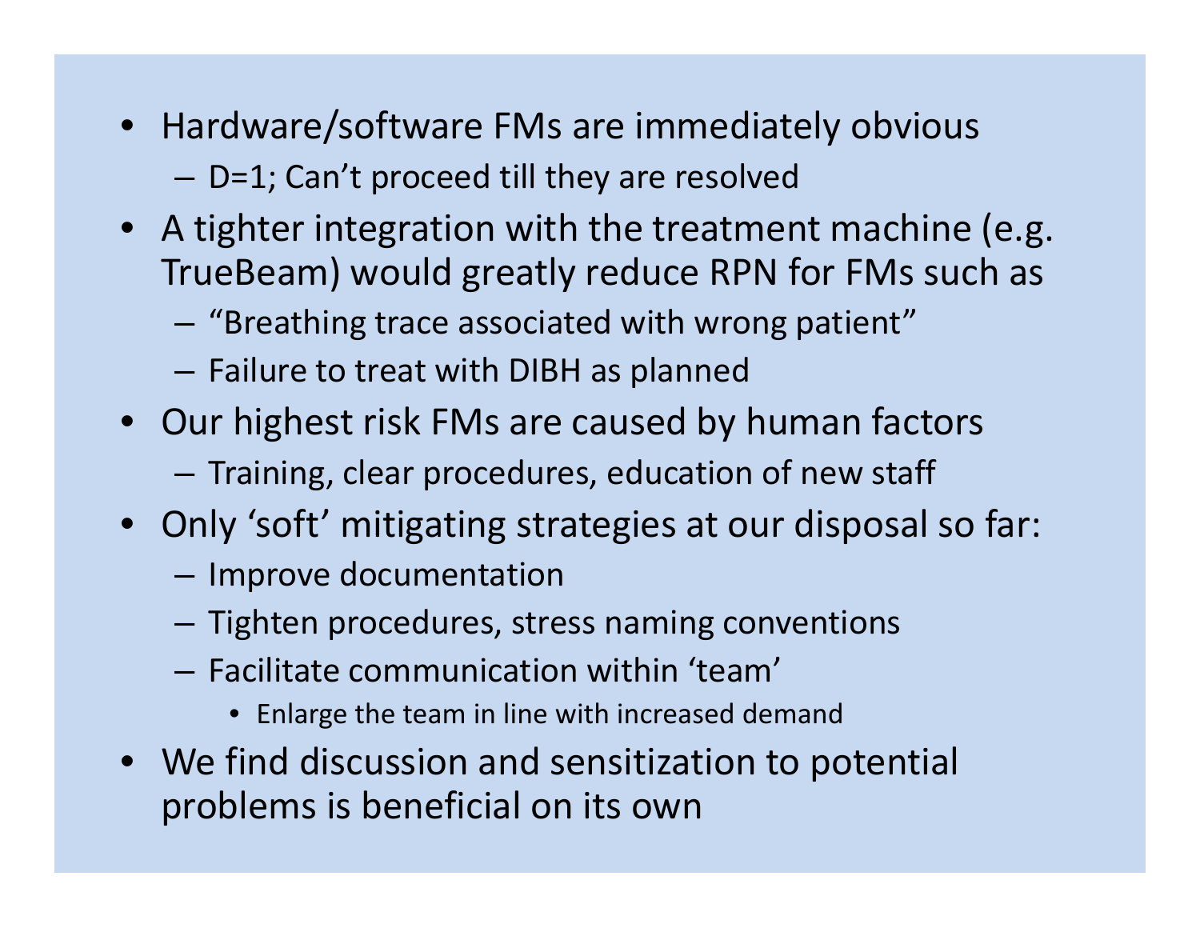- Hardware/software FMs are immediately obvious
  - D=1; Can't proceed till they are resolved
- A tighter integration with the treatment machine (e.g. TrueBeam) would greatly reduce RPN for FMs such as
  - "Breathing trace associated with wrong patient"
  - Failure to treat with DIBH as planned
- Our highest risk FMs are caused by human factors
  - Training, clear procedures, education of new staff
- Only 'soft' mitigating strategies at our disposal so far:
  - Improve documentation
  - Tighten procedures, stress naming conventions
  - Facilitate communication within 'team'
    - Enlarge the team in line with increased demand
- We find discussion and sensitization to potential problems is beneficial on its own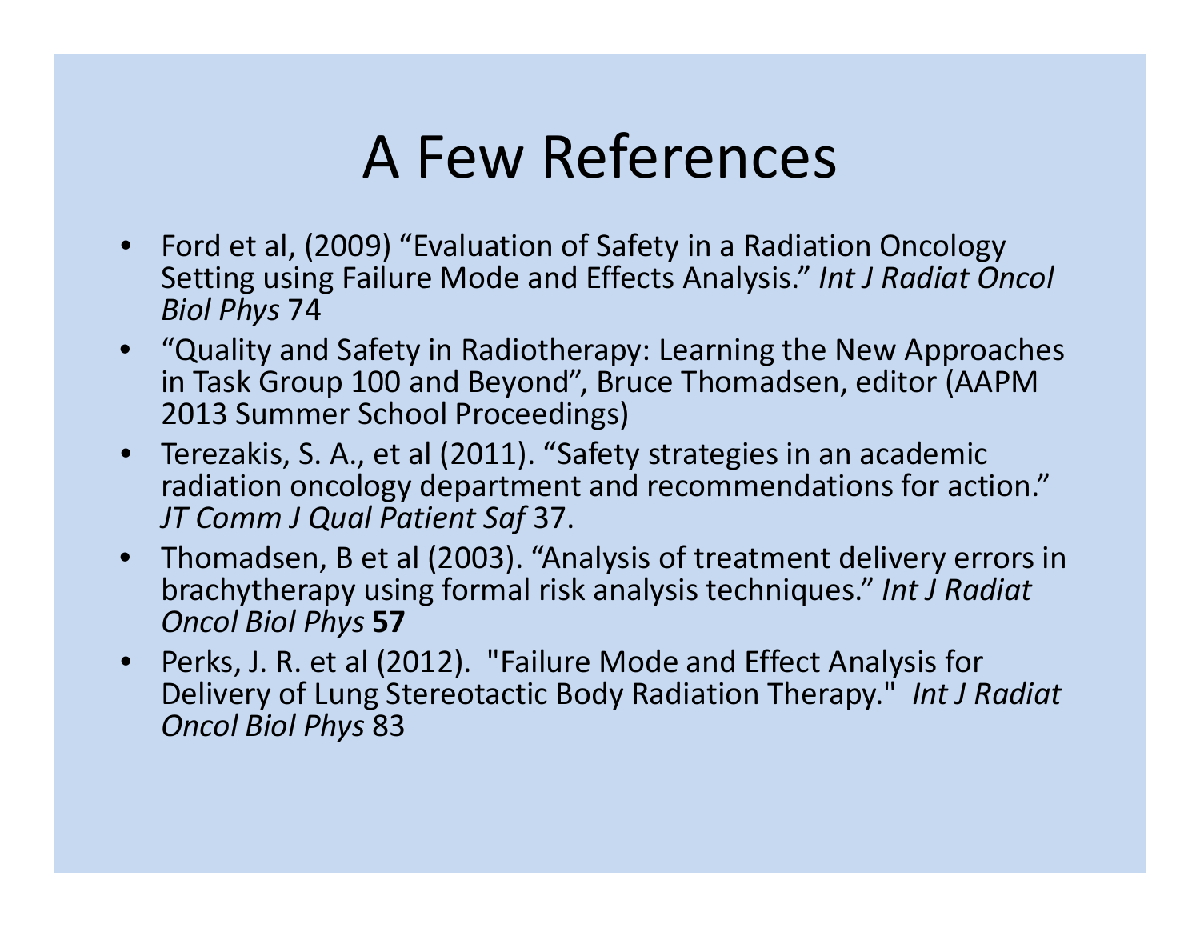# A Few References

- Ford et al, (2009) "Evaluation of Safety in a Radiation Oncology Setting using Failure Mode and Effects Analysis." *Int J Radiat Oncol Biol Phys* 74
- "Quality and Safety in Radiotherapy: Learning the New Approaches in Task Group 100 and Beyond", Bruce Thomadsen, editor (AAPM 2013 Summer School Proceedings)
- Terezakis, S. A., et al (2011). "Safety strategies in an academic radiation oncology department and recommendations for action." *JT Comm J Qual Patient Saf* 37.
- Thomadsen, B et al (2003). "Analysis of treatment delivery errors in brachytherapy using formal risk analysis techniques." *Int J Radiat Oncol Biol Phys* **57**
- Perks, J. R. et al (2012). "Failure Mode and Effect Analysis for Delivery of Lung Stereotactic Body Radiation Therapy." *Int J Radiat Oncol Biol Phys* 83